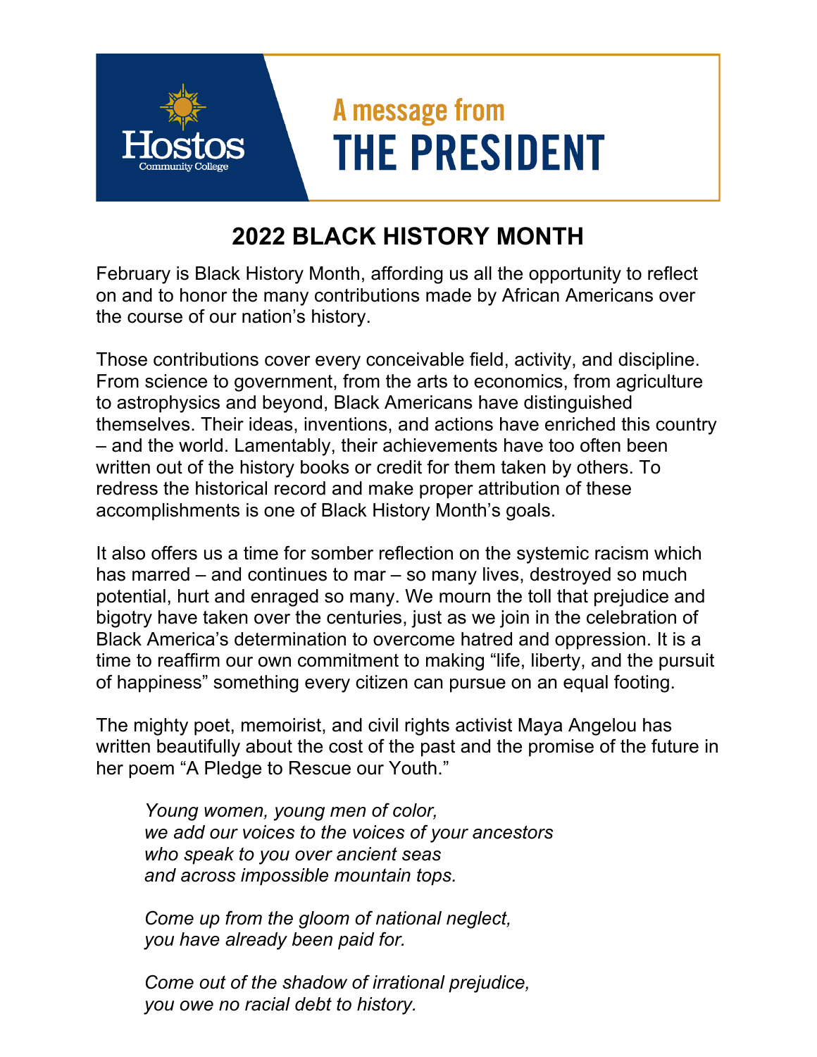Hostos Community College

A message from
# THE PRESIDENT

## 2022 BLACK HISTORY MONTH

February is Black History Month, affording us all the opportunity to reflect on and to honor the many contributions made by African Americans over the course of our nation's history.

Those contributions cover every conceivable field, activity, and discipline. From science to government, from the arts to economics, from agriculture to astrophysics and beyond, Black Americans have distinguished themselves. Their ideas, inventions, and actions have enriched this country – and the world. Lamentably, their achievements have too often been written out of the history books or credit for them taken by others. To redress the historical record and make proper attribution of these accomplishments is one of Black History Month's goals.

It also offers us a time for somber reflection on the systemic racism which has marred – and continues to mar – so many lives, destroyed so much potential, hurt and enraged so many. We mourn the toll that prejudice and bigotry have taken over the centuries, just as we join in the celebration of Black America's determination to overcome hatred and oppression. It is a time to reaffirm our own commitment to making "life, liberty, and the pursuit of happiness" something every citizen can pursue on an equal footing.

The mighty poet, memoirist, and civil rights activist Maya Angelou has written beautifully about the cost of the past and the promise of the future in her poem "A Pledge to Rescue our Youth."

> *Young women, young men of color,*
> *we add our voices to the voices of your ancestors*
> *who speak to you over ancient seas*
> *and across impossible mountain tops.*
>
> *Come up from the gloom of national neglect,*
> *you have already been paid for.*
>
> *Come out of the shadow of irrational prejudice,*
> *you owe no racial debt to history.*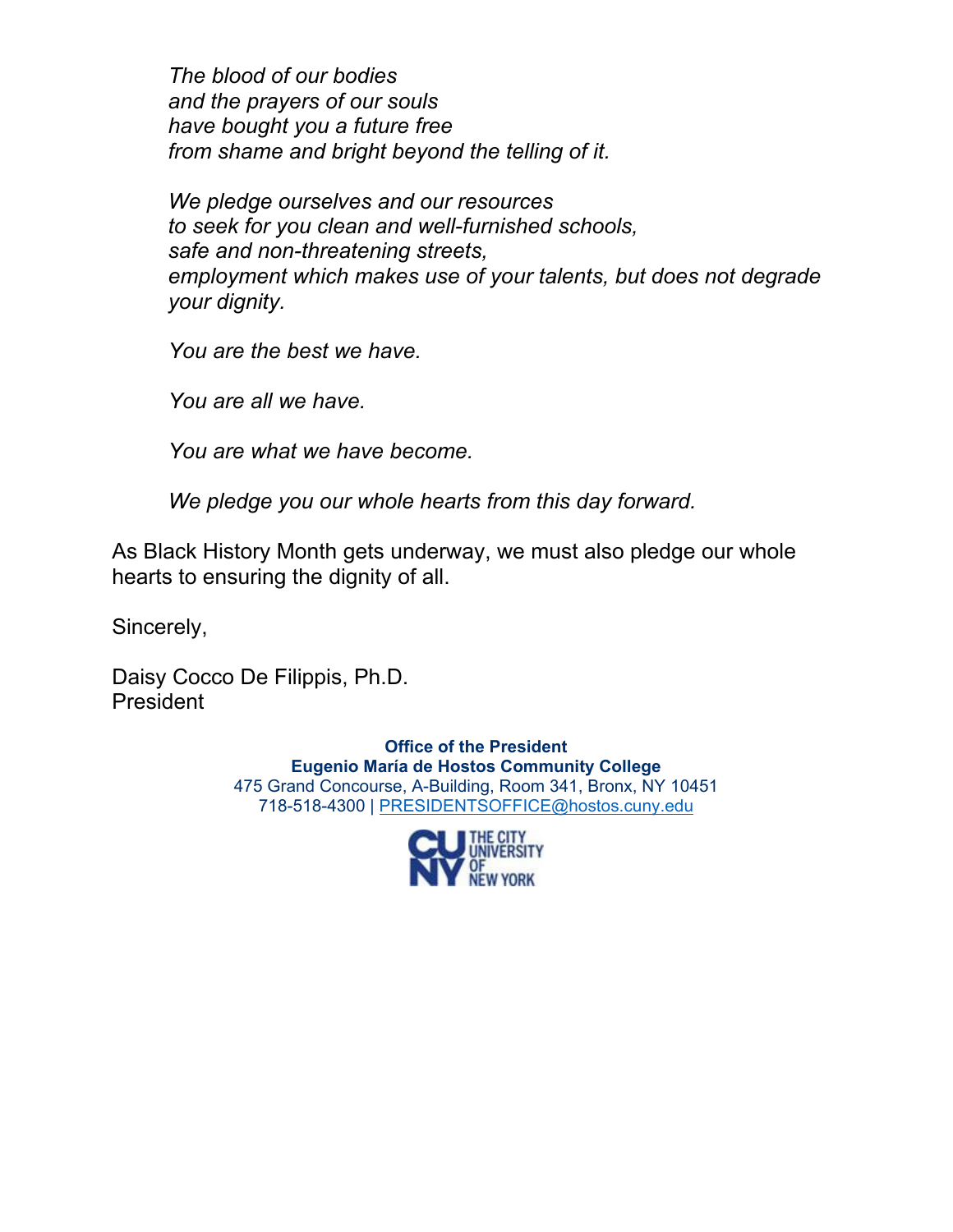*The blood of our bodies*
*and the prayers of our souls*
*have bought you a future free*
*from shame and bright beyond the telling of it.*

*We pledge ourselves and our resources*
*to seek for you clean and well-furnished schools,*
*safe and non-threatening streets,*
*employment which makes use of your talents, but does not degrade your dignity.*

*You are the best we have.*

*You are all we have.*

*You are what we have become.*

*We pledge you our whole hearts from this day forward.*

As Black History Month gets underway, we must also pledge our whole hearts to ensuring the dignity of all.

Sincerely,

Daisy Cocco De Filippis, Ph.D.
President

**Office of the President**
**Eugenio María de Hostos Community College**
475 Grand Concourse, A-Building, Room 341, Bronx, NY 10451
718-518-4300 | PRESIDENTSOFFICE@hostos.cuny.edu

CUNY THE CITY UNIVERSITY OF NEW YORK